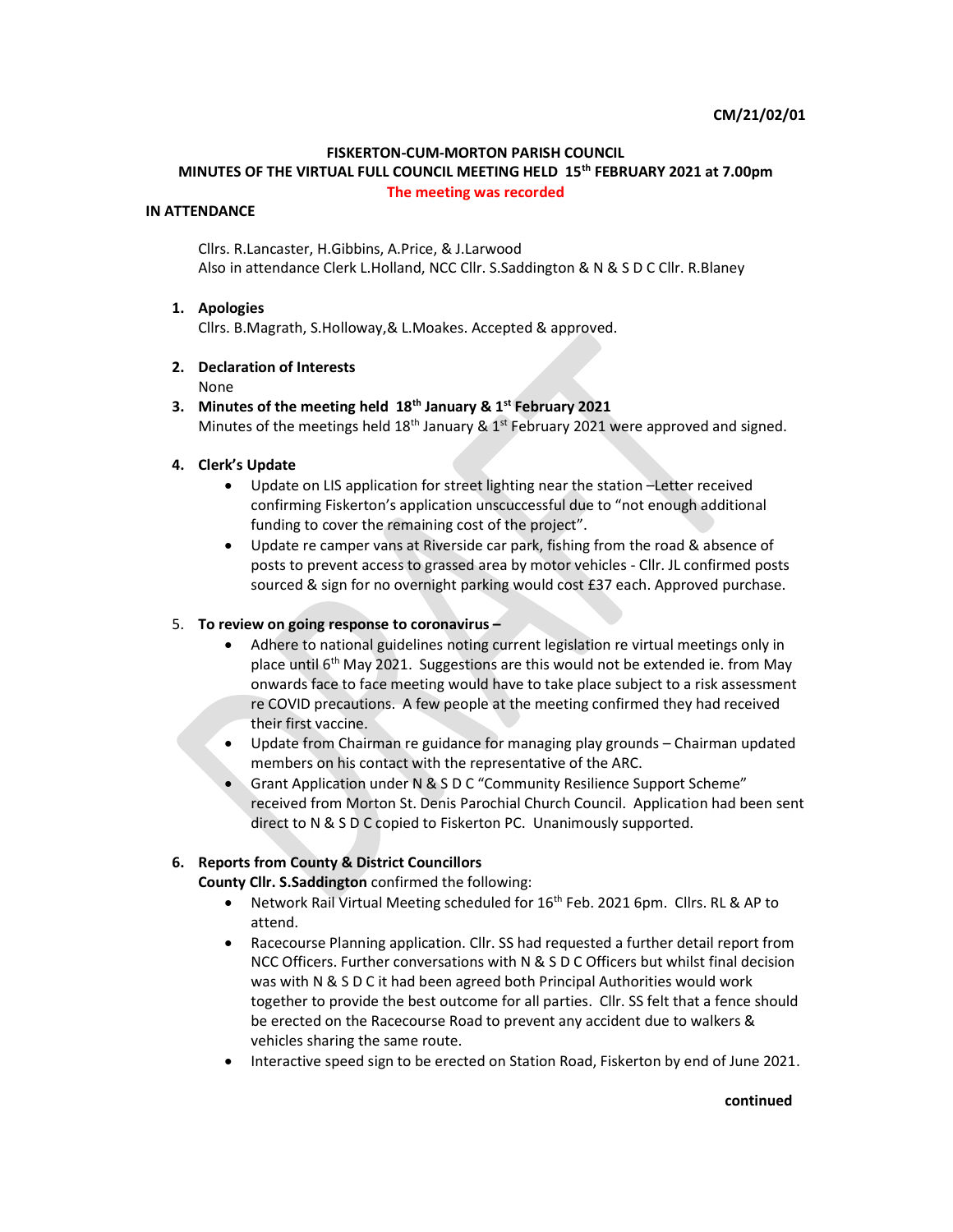CM/21/02/01

# FISKERTON-CUM-MORTON PARISH COUNCIL

## MINUTES OF THE VIRTUAL FULL COUNCIL MEETING HELD 15th FEBRUARY 2021 at 7.00pm

**The meeting was recorded**

**IN ATTENDANCE**

Cllrs. R.Lancaster, H.Gibbins, A.Price, & J.Larwood
Also in attendance Clerk L.Holland, NCC Cllr. S.Saddington & N & S D C Cllr. R.Blaney

1. **Apologies**
   Cllrs. B.Magrath, S.Holloway,& L.Moakes. Accepted & approved.

2. **Declaration of Interests**
   None

3. **Minutes of the meeting held 18th January & 1st February 2021**
   Minutes of the meetings held 18th January & 1st February 2021 were approved and signed.

4. **Clerk's Update**
   - Update on LIS application for street lighting near the station –Letter received confirming Fiskerton's application unsuccessful due to "not enough additional funding to cover the remaining cost of the project".
   - Update re camper vans at Riverside car park, fishing from the road & absence of posts to prevent access to grassed area by motor vehicles - Cllr. JL confirmed posts sourced & sign for no overnight parking would cost £37 each. Approved purchase.

5. **To review on going response to coronavirus –**
   - Adhere to national guidelines noting current legislation re virtual meetings only in place until 6th May 2021. Suggestions are this would not be extended ie. from May onwards face to face meeting would have to take place subject to a risk assessment re COVID precautions. A few people at the meeting confirmed they had received their first vaccine.
   - Update from Chairman re guidance for managing play grounds – Chairman updated members on his contact with the representative of the ARC.
   - Grant Application under N & S D C "Community Resilience Support Scheme" received from Morton St. Denis Parochial Church Council. Application had been sent direct to N & S D C copied to Fiskerton PC. Unanimously supported.

6. **Reports from County & District Councillors**
   **County Cllr. S.Saddington** confirmed the following:
   - Network Rail Virtual Meeting scheduled for 16th Feb. 2021 6pm. Cllrs. RL & AP to attend.
   - Racecourse Planning application. Cllr. SS had requested a further detail report from NCC Officers. Further conversations with N & S D C Officers but whilst final decision was with N & S D C it had been agreed both Principal Authorities would work together to provide the best outcome for all parties. Cllr. SS felt that a fence should be erected on the Racecourse Road to prevent any accident due to walkers & vehicles sharing the same route.
   - Interactive speed sign to be erected on Station Road, Fiskerton by end of June 2021.

continued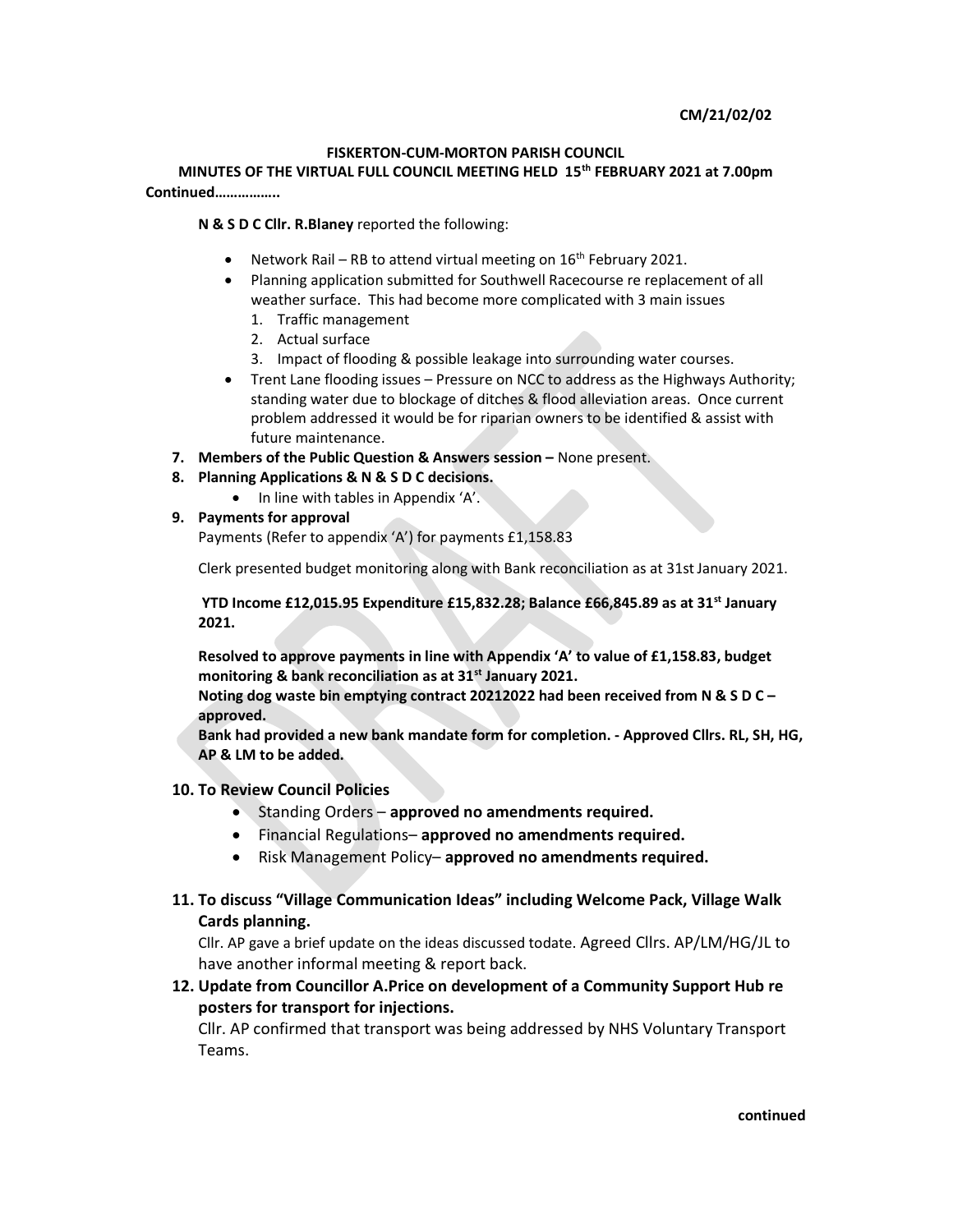CM/21/02/02

**FISKERTON-CUM-MORTON PARISH COUNCIL**

**MINUTES OF THE VIRTUAL FULL COUNCIL MEETING HELD 15th FEBRUARY 2021 at 7.00pm**

**Continued……………..**

**N & S D C Cllr. R.Blaney** reported the following:

- Network Rail – RB to attend virtual meeting on 16th February 2021.
- Planning application submitted for Southwell Racecourse re replacement of all weather surface. This had become more complicated with 3 main issues
  1. Traffic management
  2. Actual surface
  3. Impact of flooding & possible leakage into surrounding water courses.
- Trent Lane flooding issues – Pressure on NCC to address as the Highways Authority; standing water due to blockage of ditches & flood alleviation areas. Once current problem addressed it would be for riparian owners to be identified & assist with future maintenance.

7. **Members of the Public Question & Answers session –** None present.
8. **Planning Applications & N & S D C decisions.**
   - In line with tables in Appendix 'A'.
9. **Payments for approval**

   Payments (Refer to appendix 'A') for payments £1,158.83

   Clerk presented budget monitoring along with Bank reconciliation as at 31st January 2021.

   **YTD Income £12,015.95 Expenditure £15,832.28; Balance £66,845.89 as at 31st January 2021.**

   **Resolved to approve payments in line with Appendix 'A' to value of £1,158.83, budget monitoring & bank reconciliation as at 31st January 2021.**

   **Noting dog waste bin emptying contract 20212022 had been received from N & S D C – approved.**

   **Bank had provided a new bank mandate form for completion. - Approved Cllrs. RL, SH, HG, AP & LM to be added.**

10. **To Review Council Policies**
    - Standing Orders – **approved no amendments required.**
    - Financial Regulations– **approved no amendments required.**
    - Risk Management Policy– **approved no amendments required.**

11. **To discuss "Village Communication Ideas" including Welcome Pack, Village Walk Cards planning.**

    Cllr. AP gave a brief update on the ideas discussed todate. Agreed Cllrs. AP/LM/HG/JL to have another informal meeting & report back.

12. **Update from Councillor A.Price on development of a Community Support Hub re posters for transport for injections.**

    Cllr. AP confirmed that transport was being addressed by NHS Voluntary Transport Teams.

**continued**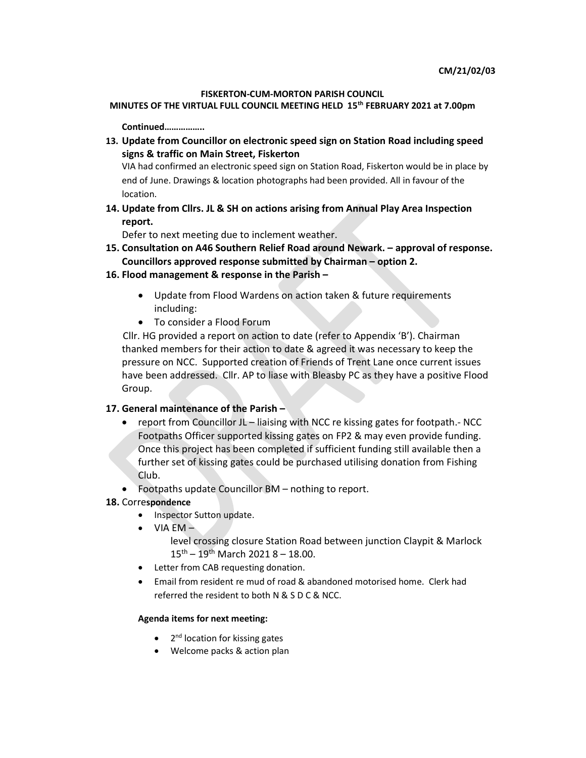**CM/21/02/03**

**FISKERTON-CUM-MORTON PARISH COUNCIL**
**MINUTES OF THE VIRTUAL FULL COUNCIL MEETING HELD 15th FEBRUARY 2021 at 7.00pm**

**Continued……………..**

13. **Update from Councillor on electronic speed sign on Station Road including speed signs & traffic on Main Street, Fiskerton**
    VIA had confirmed an electronic speed sign on Station Road, Fiskerton would be in place by end of June. Drawings & location photographs had been provided. All in favour of the location.
14. **Update from Cllrs. JL & SH on actions arising from Annual Play Area Inspection report.**
    Defer to next meeting due to inclement weather.
15. **Consultation on A46 Southern Relief Road around Newark. – approval of response. Councillors approved response submitted by Chairman – option 2.**
16. **Flood management & response in the Parish –**
    - Update from Flood Wardens on action taken & future requirements including:
    - To consider a Flood Forum

    Cllr. HG provided a report on action to date (refer to Appendix 'B'). Chairman thanked members for their action to date & agreed it was necessary to keep the pressure on NCC. Supported creation of Friends of Trent Lane once current issues have been addressed. Cllr. AP to liase with Bleasby PC as they have a positive Flood Group.

17. **General maintenance of the Parish –**
    - report from Councillor JL – liaising with NCC re kissing gates for footpath.- NCC Footpaths Officer supported kissing gates on FP2 & may even provide funding. Once this project has been completed if sufficient funding still available then a further set of kissing gates could be purchased utilising donation from Fishing Club.
    - Footpaths update Councillor BM – nothing to report.
18. Corre**spondence**
    - Inspector Sutton update.
    - VIA EM –
      level crossing closure Station Road between junction Claypit & Marlock 15th – 19th March 2021 8 – 18.00.
    - Letter from CAB requesting donation.
    - Email from resident re mud of road & abandoned motorised home. Clerk had referred the resident to both N & S D C & NCC.

**Agenda items for next meeting:**

- 2nd location for kissing gates
- Welcome packs & action plan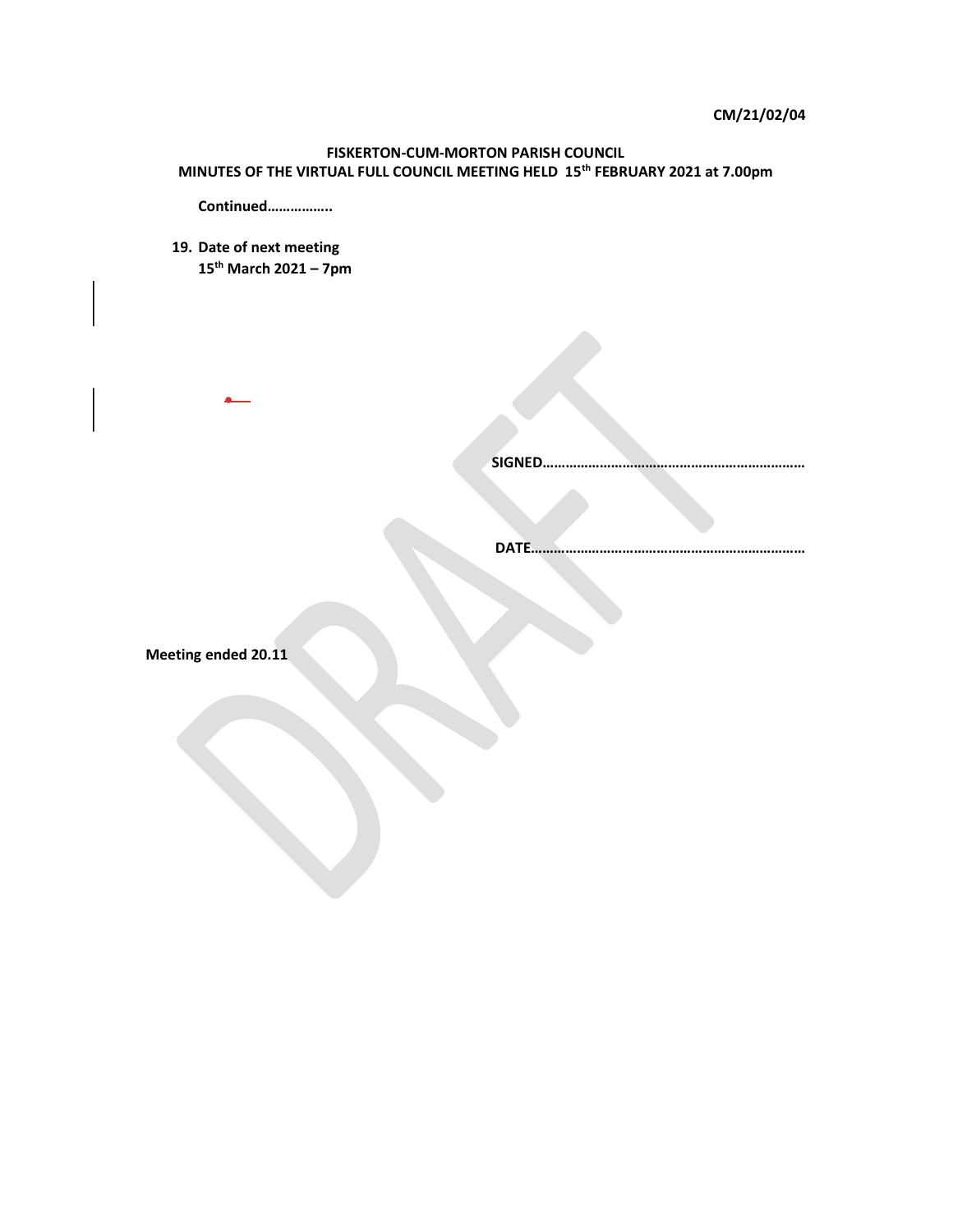**CM/21/02/04**

**FISKERTON-CUM-MORTON PARISH COUNCIL**
**MINUTES OF THE VIRTUAL FULL COUNCIL MEETING HELD 15th FEBRUARY 2021 at 7.00pm**

**Continued……………..**

19. **Date of next meeting**
    **15th March 2021 – 7pm**

**SIGNED…………………………………………………………**

**DATE……………………………………………………………**

**Meeting ended 20.11**

DRAFT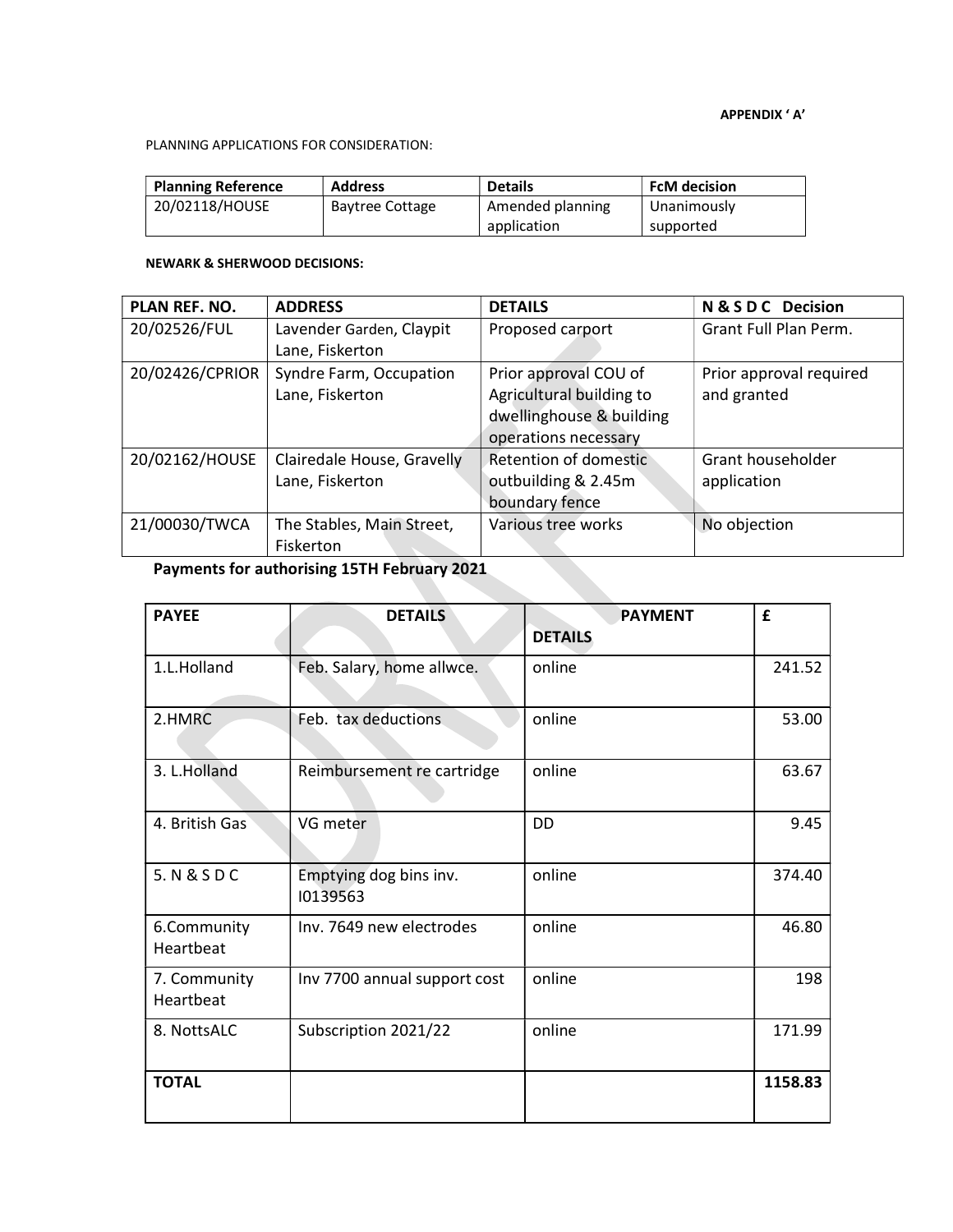**APPENDIX ' A'**

PLANNING APPLICATIONS FOR CONSIDERATION:

| Planning Reference | Address | Details | FcM decision |
|---|---|---|---|
| 20/02118/HOUSE | Baytree Cottage | Amended planning application | Unanimously supported |

**NEWARK & SHERWOOD DECISIONS:**

| PLAN REF. NO. | ADDRESS | DETAILS | N & S D C Decision |
|---|---|---|---|
| 20/02526/FUL | Lavender Garden, Claypit Lane, Fiskerton | Proposed carport | Grant Full Plan Perm. |
| 20/02426/CPRIOR | Syndre Farm, Occupation Lane, Fiskerton | Prior approval COU of Agricultural building to dwellinghouse & building operations necessary | Prior approval required and granted |
| 20/02162/HOUSE | Clairedale House, Gravelly Lane, Fiskerton | Retention of domestic outbuilding & 2.45m boundary fence | Grant householder application |
| 21/00030/TWCA | The Stables, Main Street, Fiskerton | Various tree works | No objection |

**Payments for authorising 15TH February 2021**

| PAYEE | DETAILS | PAYMENT DETAILS | £ |
|---|---|---|---|
| 1.L.Holland | Feb. Salary, home allwce. | online | 241.52 |
| 2.HMRC | Feb. tax deductions | online | 53.00 |
| 3. L.Holland | Reimbursement re cartridge | online | 63.67 |
| 4. British Gas | VG meter | DD | 9.45 |
| 5. N & S D C | Emptying dog bins inv. I0139563 | online | 374.40 |
| 6.Community Heartbeat | Inv. 7649 new electrodes | online | 46.80 |
| 7. Community Heartbeat | Inv 7700 annual support cost | online | 198 |
| 8. NottsALC | Subscription 2021/22 | online | 171.99 |
| **TOTAL** | | | **1158.83** |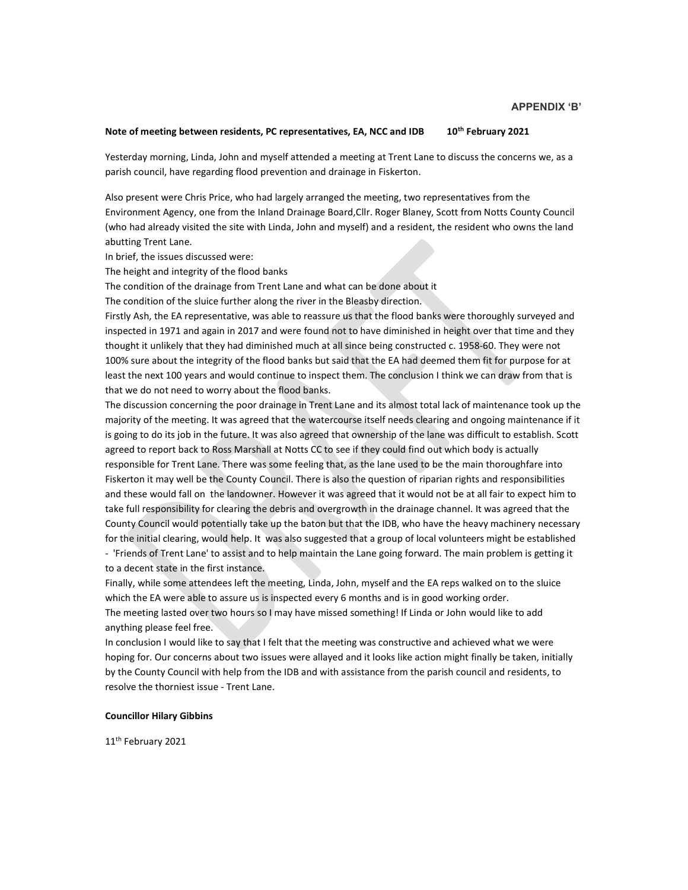**APPENDIX 'B'**

**Note of meeting between residents, PC representatives, EA, NCC and IDB 10th February 2021**

Yesterday morning, Linda, John and myself attended a meeting at Trent Lane to discuss the concerns we, as a parish council, have regarding flood prevention and drainage in Fiskerton.

Also present were Chris Price, who had largely arranged the meeting, two representatives from the Environment Agency, one from the Inland Drainage Board,Cllr. Roger Blaney, Scott from Notts County Council (who had already visited the site with Linda, John and myself) and a resident, the resident who owns the land abutting Trent Lane.

In brief, the issues discussed were:

The height and integrity of the flood banks

The condition of the drainage from Trent Lane and what can be done about it

The condition of the sluice further along the river in the Bleasby direction.

Firstly Ash, the EA representative, was able to reassure us that the flood banks were thoroughly surveyed and inspected in 1971 and again in 2017 and were found not to have diminished in height over that time and they thought it unlikely that they had diminished much at all since being constructed c. 1958-60. They were not 100% sure about the integrity of the flood banks but said that the EA had deemed them fit for purpose for at least the next 100 years and would continue to inspect them. The conclusion I think we can draw from that is that we do not need to worry about the flood banks.

The discussion concerning the poor drainage in Trent Lane and its almost total lack of maintenance took up the majority of the meeting. It was agreed that the watercourse itself needs clearing and ongoing maintenance if it is going to do its job in the future. It was also agreed that ownership of the lane was difficult to establish. Scott agreed to report back to Ross Marshall at Notts CC to see if they could find out which body is actually responsible for Trent Lane. There was some feeling that, as the lane used to be the main thoroughfare into Fiskerton it may well be the County Council. There is also the question of riparian rights and responsibilities and these would fall on the landowner. However it was agreed that it would not be at all fair to expect him to take full responsibility for clearing the debris and overgrowth in the drainage channel. It was agreed that the County Council would potentially take up the baton but that the IDB, who have the heavy machinery necessary for the initial clearing, would help. It was also suggested that a group of local volunteers might be established - 'Friends of Trent Lane' to assist and to help maintain the Lane going forward. The main problem is getting it to a decent state in the first instance.

Finally, while some attendees left the meeting, Linda, John, myself and the EA reps walked on to the sluice which the EA were able to assure us is inspected every 6 months and is in good working order.

The meeting lasted over two hours so I may have missed something! If Linda or John would like to add anything please feel free.

In conclusion I would like to say that I felt that the meeting was constructive and achieved what we were hoping for. Our concerns about two issues were allayed and it looks like action might finally be taken, initially by the County Council with help from the IDB and with assistance from the parish council and residents, to resolve the thorniest issue - Trent Lane.

**Councillor Hilary Gibbins**

11th February 2021